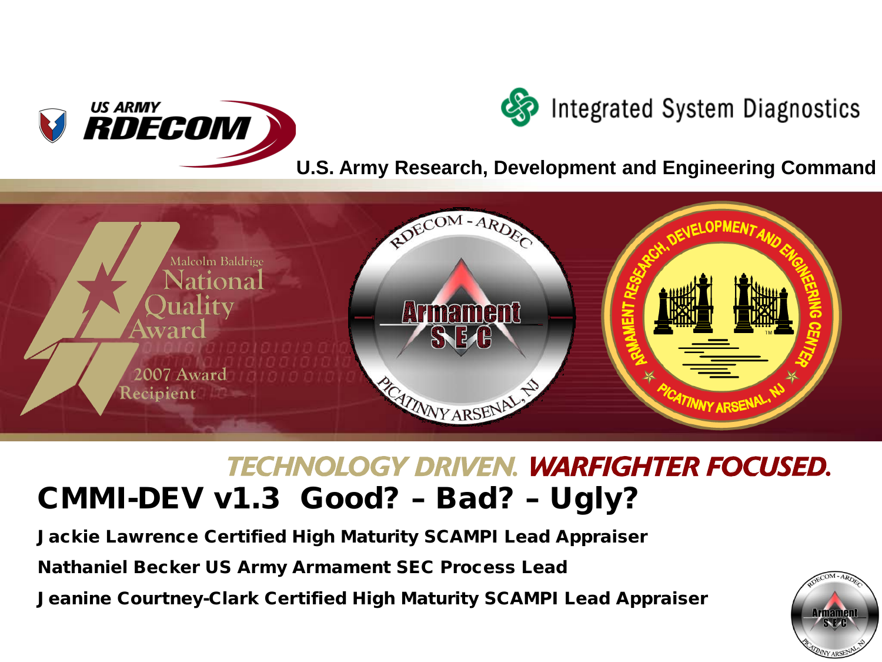US ARMY RDECOM

Integrated System Diagnostics

U.S. Army Research, Development and Engineering Command

Malcolm Baldrige National Quality Award 2007 Award Recipient

TECHNOLOGY DRIVEN. WARFIGHTER FOCUSED.

# CMMI-DEV v1.3 Good? – Bad? – Ugly?

**Jackie Lawrence Certified High Maturity SCAMPI Lead Appraiser**

**Nathaniel Becker US Army Armament SEC Process Lead**

**Jeanine Courtney-Clark Certified High Maturity SCAMPI Lead Appraiser**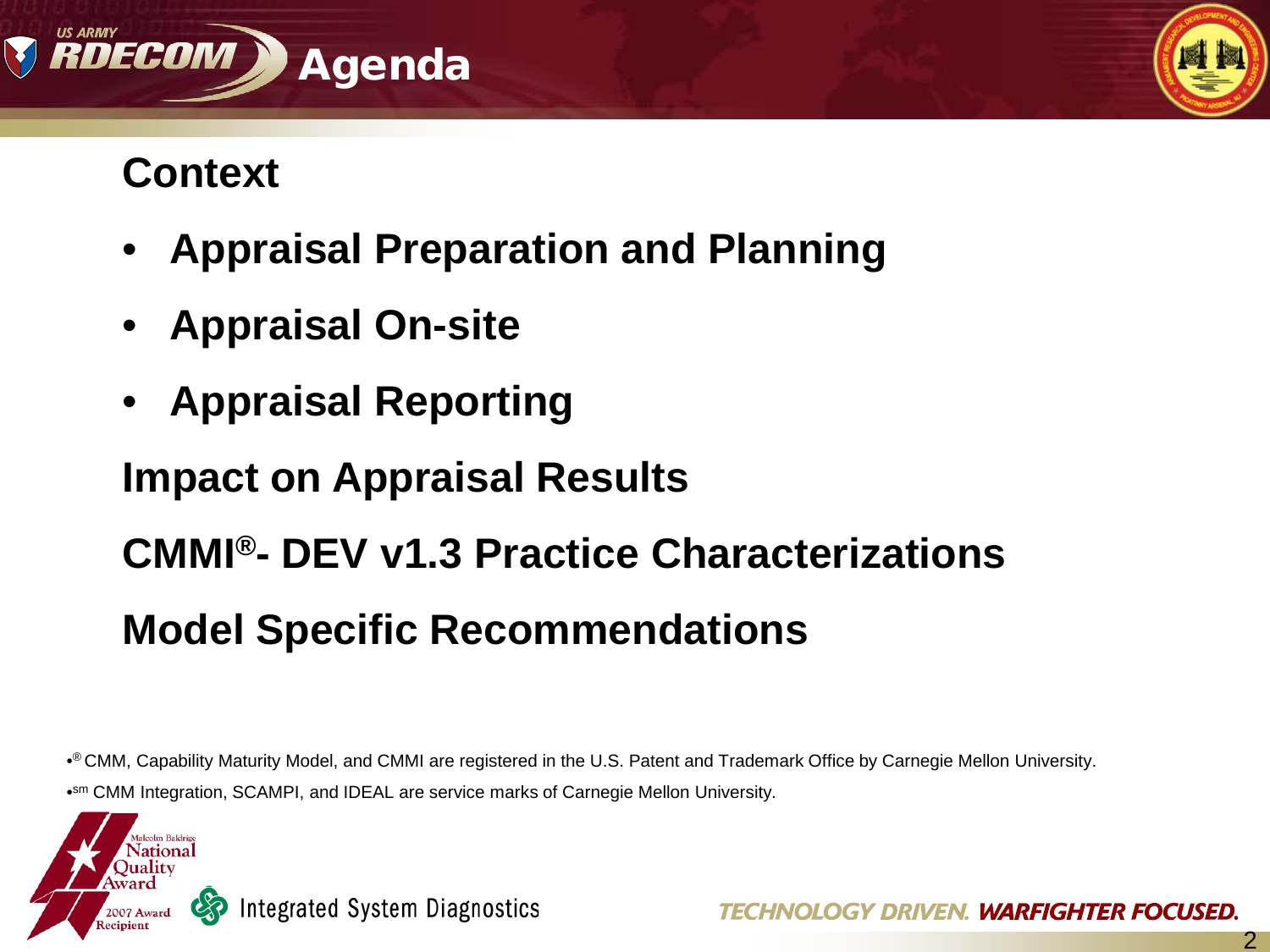# Agenda

**Context**

- **Appraisal Preparation and Planning**
- **Appraisal On-site**
- **Appraisal Reporting**

**Impact on Appraisal Results**

**CMMI®- DEV v1.3 Practice Characterizations**

**Model Specific Recommendations**

- ® CMM, Capability Maturity Model, and CMMI are registered in the U.S. Patent and Trademark Office by Carnegie Mellon University.
- sm CMM Integration, SCAMPI, and IDEAL are service marks of Carnegie Mellon University.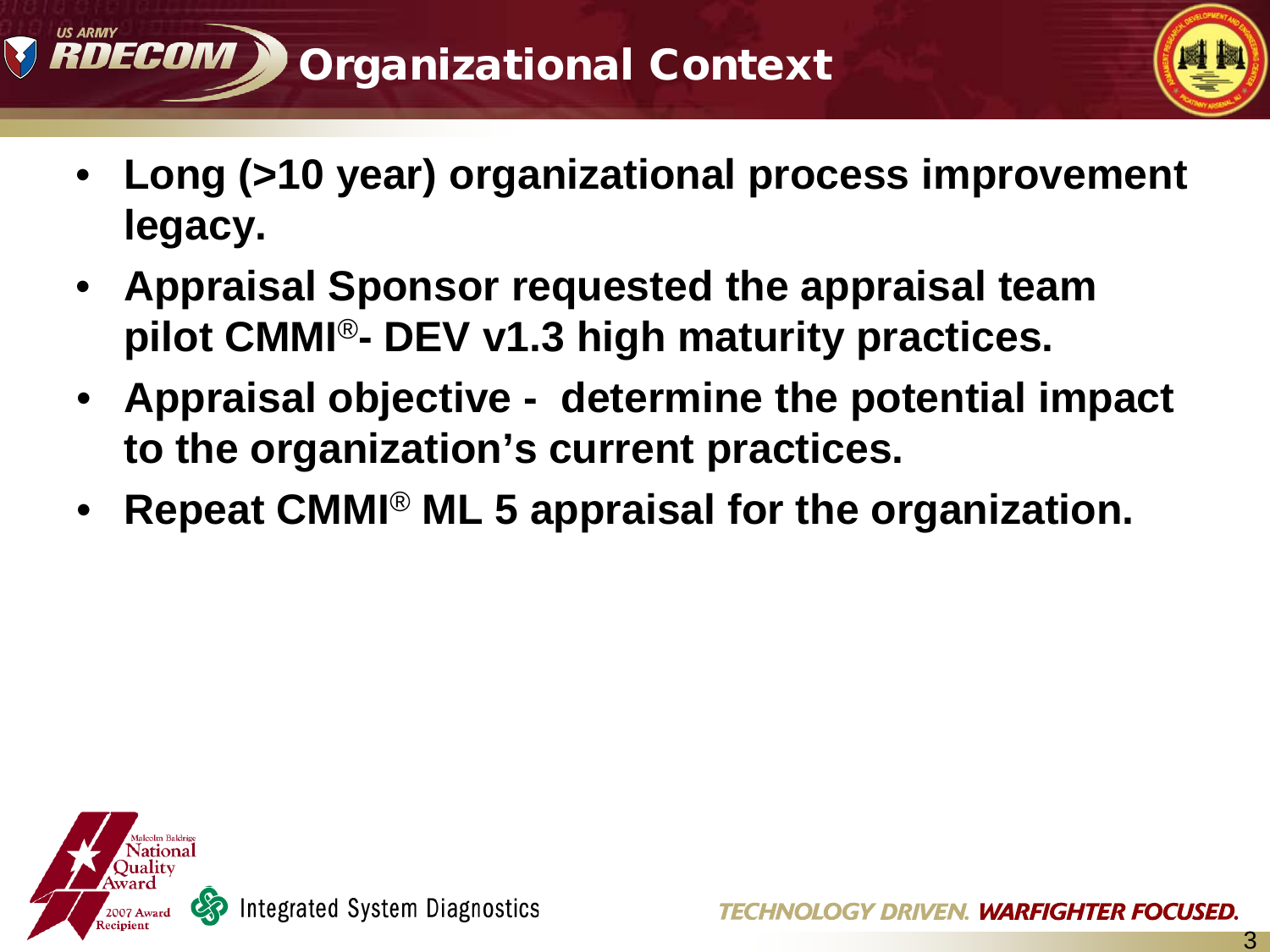# Organizational Context

- **Long (>10 year) organizational process improvement legacy.**
- **Appraisal Sponsor requested the appraisal team pilot CMMI®- DEV v1.3 high maturity practices.**
- **Appraisal objective - determine the potential impact to the organization's current practices.**
- **Repeat CMMI® ML 5 appraisal for the organization.**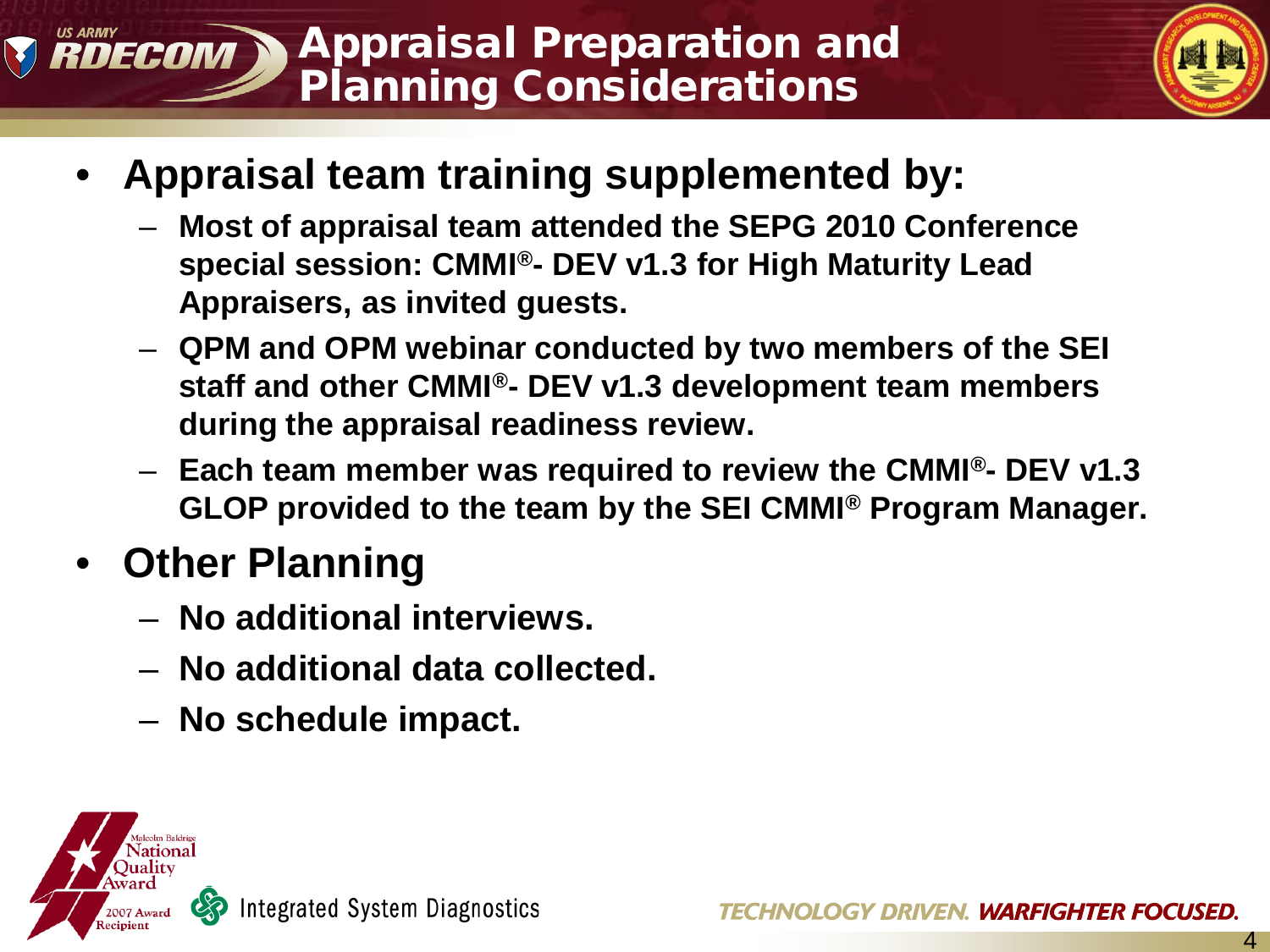# Appraisal Preparation and Planning Considerations

- **Appraisal team training supplemented by:**
  - **Most of appraisal team attended the SEPG 2010 Conference special session: CMMI®- DEV v1.3 for High Maturity Lead Appraisers, as invited guests.**
  - **QPM and OPM webinar conducted by two members of the SEI staff and other CMMI®- DEV v1.3 development team members during the appraisal readiness review.**
  - **Each team member was required to review the CMMI®- DEV v1.3 GLOP provided to the team by the SEI CMMI® Program Manager.**
- **Other Planning**
  - **No additional interviews.**
  - **No additional data collected.**
  - **No schedule impact.**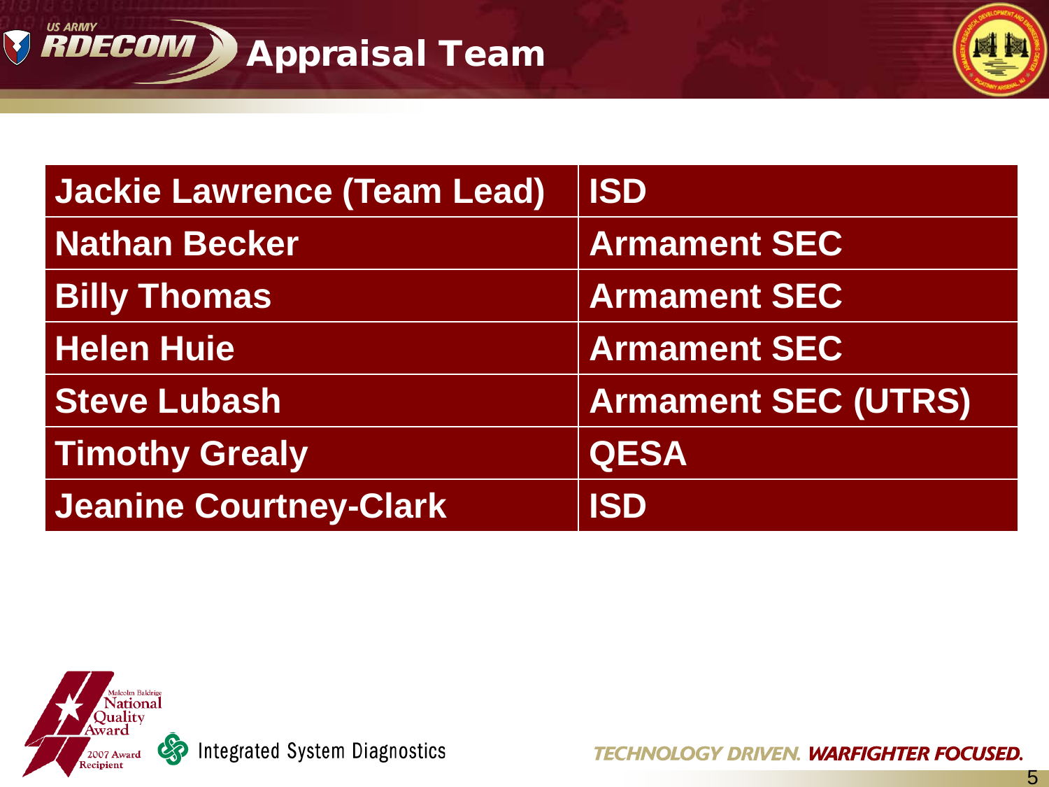# Appraisal Team

| Jackie Lawrence (Team Lead) | ISD |
|---|---|
| Nathan Becker | Armament SEC |
| Billy Thomas | Armament SEC |
| Helen Huie | Armament SEC |
| Steve Lubash | Armament SEC (UTRS) |
| Timothy Grealy | QESA |
| Jeanine Courtney-Clark | ISD |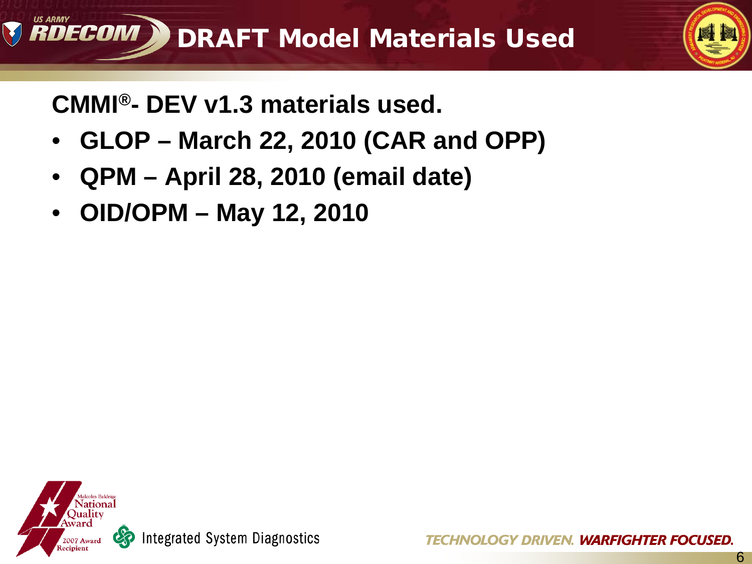# DRAFT Model Materials Used

**CMMI®- DEV v1.3 materials used.**

- **GLOP – March 22, 2010 (CAR and OPP)**
- **QPM – April 28, 2010 (email date)**
- **OID/OPM – May 12, 2010**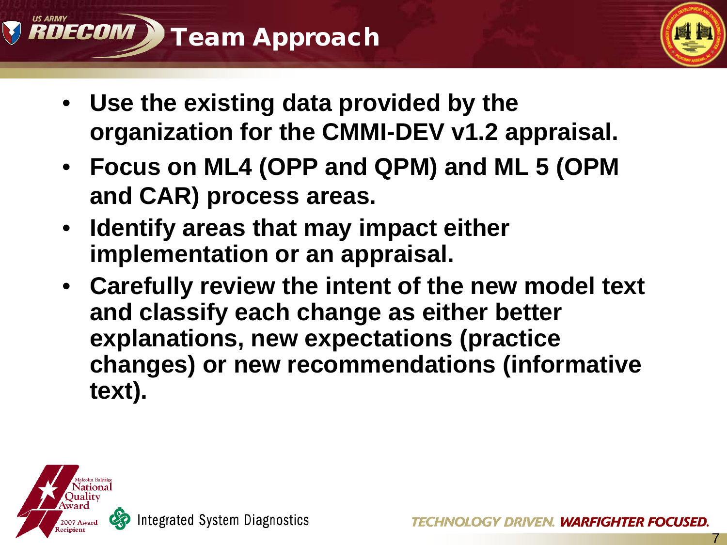# Team Approach

- **Use the existing data provided by the organization for the CMMI-DEV v1.2 appraisal.**
- **Focus on ML4 (OPP and QPM) and ML 5 (OPM and CAR) process areas.**
- **Identify areas that may impact either implementation or an appraisal.**
- **Carefully review the intent of the new model text and classify each change as either better explanations, new expectations (practice changes) or new recommendations (informative text).**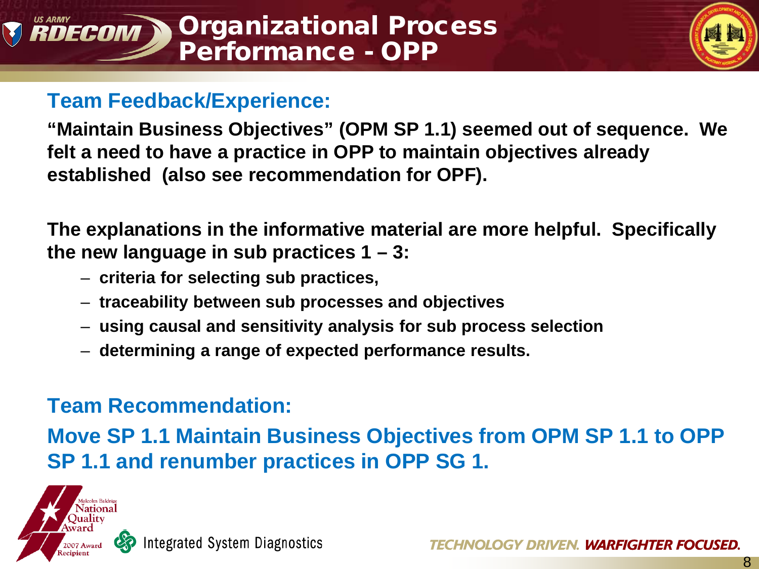# Organizational Process Performance - OPP

## Team Feedback/Experience:

**"Maintain Business Objectives" (OPM SP 1.1) seemed out of sequence. We felt a need to have a practice in OPP to maintain objectives already established (also see recommendation for OPF).**

**The explanations in the informative material are more helpful. Specifically the new language in sub practices 1 – 3:**

- **criteria for selecting sub practices,**
- **traceability between sub processes and objectives**
- **using causal and sensitivity analysis for sub process selection**
- **determining a range of expected performance results.**

## Team Recommendation:

**Move SP 1.1 Maintain Business Objectives from OPM SP 1.1 to OPP SP 1.1 and renumber practices in OPP SG 1.**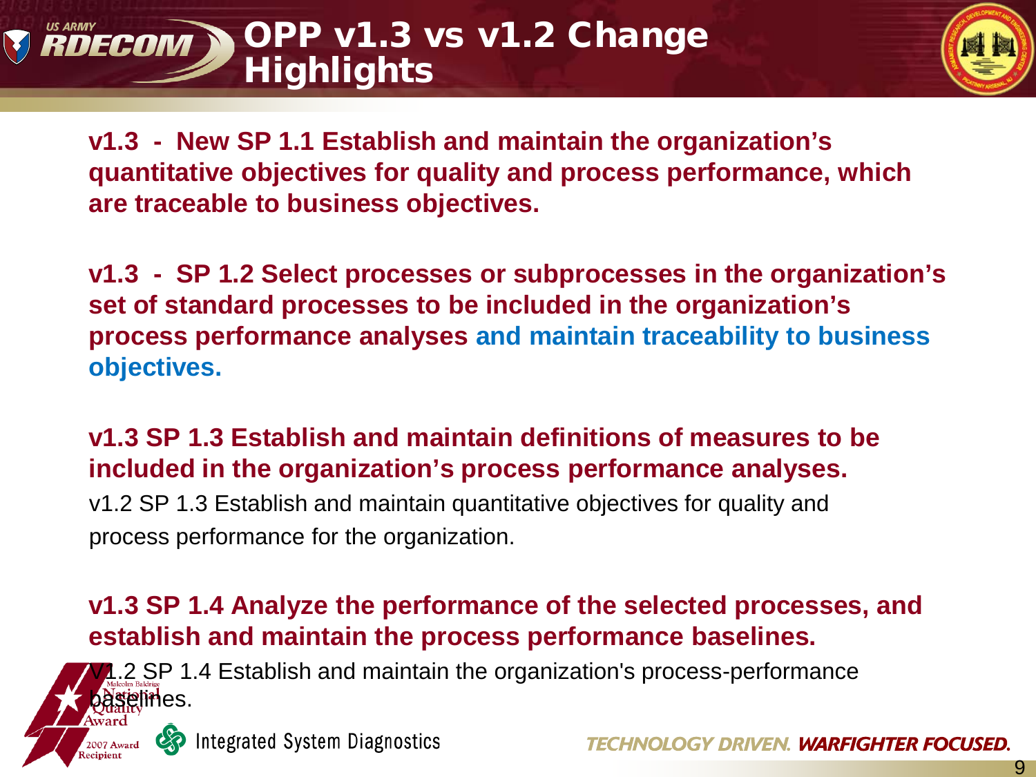# OPP v1.3 vs v1.2 Change Highlights

**v1.3 - New SP 1.1 Establish and maintain the organization's quantitative objectives for quality and process performance, which are traceable to business objectives.**

**v1.3 - SP 1.2 Select processes or subprocesses in the organization's set of standard processes to be included in the organization's process performance analyses and maintain traceability to business objectives.**

**v1.3 SP 1.3 Establish and maintain definitions of measures to be included in the organization's process performance analyses.**

v1.2 SP 1.3 Establish and maintain quantitative objectives for quality and process performance for the organization.

**v1.3 SP 1.4 Analyze the performance of the selected processes, and establish and maintain the process performance baselines.**

V1.2 SP 1.4 Establish and maintain the organization's process-performance baselines.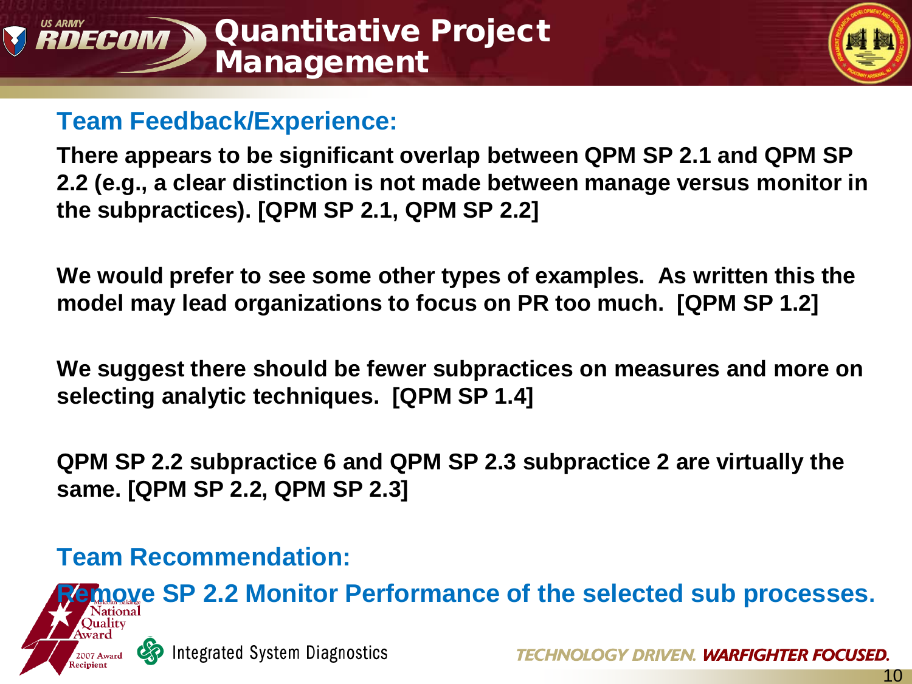# Quantitative Project Management

## Team Feedback/Experience:

**There appears to be significant overlap between QPM SP 2.1 and QPM SP 2.2 (e.g., a clear distinction is not made between manage versus monitor in the subpractices). [QPM SP 2.1, QPM SP 2.2]**

**We would prefer to see some other types of examples. As written this the model may lead organizations to focus on PR too much. [QPM SP 1.2]**

**We suggest there should be fewer subpractices on measures and more on selecting analytic techniques. [QPM SP 1.4]**

**QPM SP 2.2 subpractice 6 and QPM SP 2.3 subpractice 2 are virtually the same. [QPM SP 2.2, QPM SP 2.3]**

## Team Recommendation:

**Remove SP 2.2 Monitor Performance of the selected sub processes.**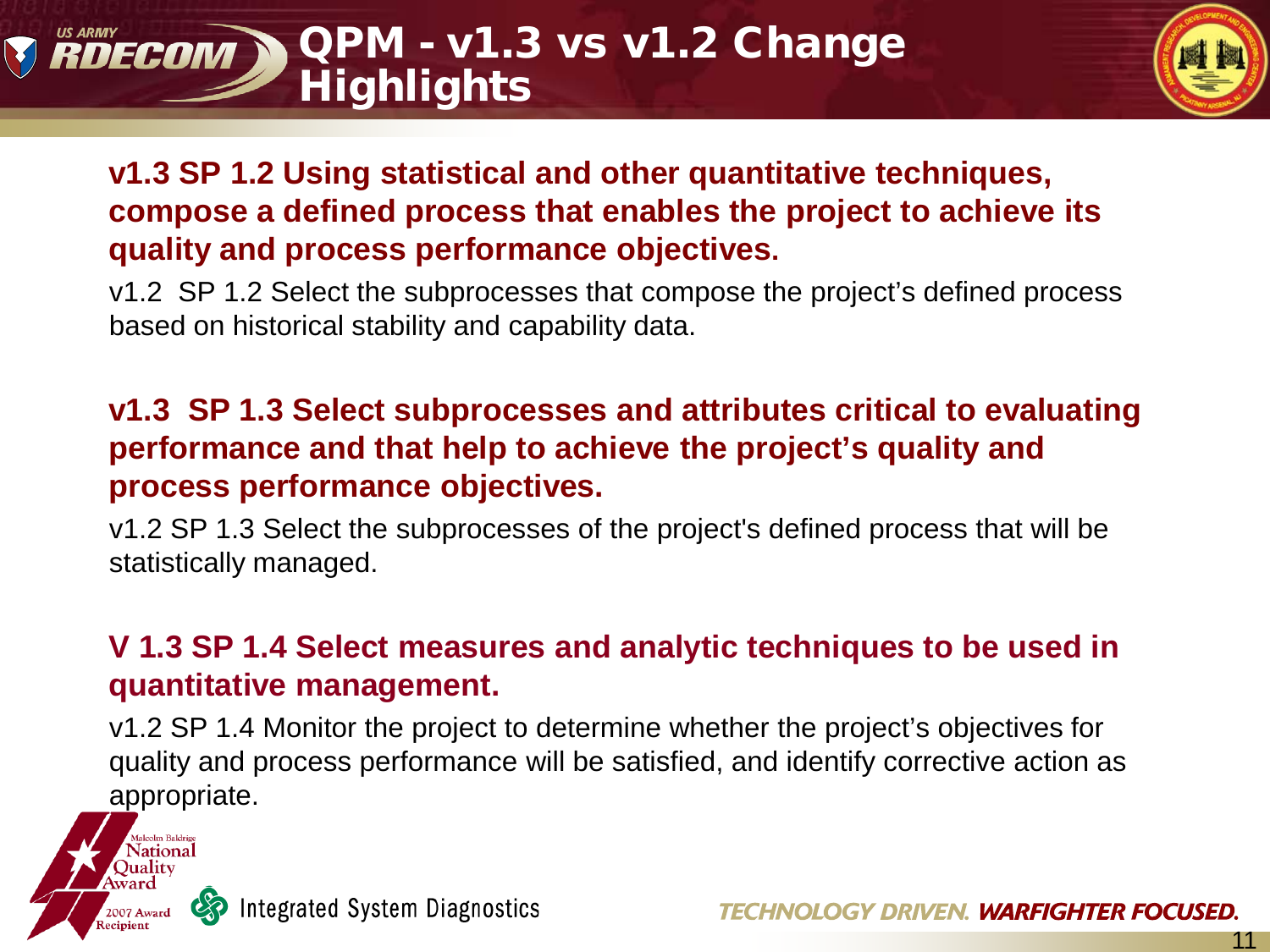# QPM - v1.3 vs v1.2 Change Highlights

**v1.3 SP 1.2 Using statistical and other quantitative techniques, compose a defined process that enables the project to achieve its quality and process performance objectives.**

v1.2 SP 1.2 Select the subprocesses that compose the project's defined process based on historical stability and capability data.

**v1.3 SP 1.3 Select subprocesses and attributes critical to evaluating performance and that help to achieve the project's quality and process performance objectives.**

v1.2 SP 1.3 Select the subprocesses of the project's defined process that will be statistically managed.

**V 1.3 SP 1.4 Select measures and analytic techniques to be used in quantitative management.**

v1.2 SP 1.4 Monitor the project to determine whether the project's objectives for quality and process performance will be satisfied, and identify corrective action as appropriate.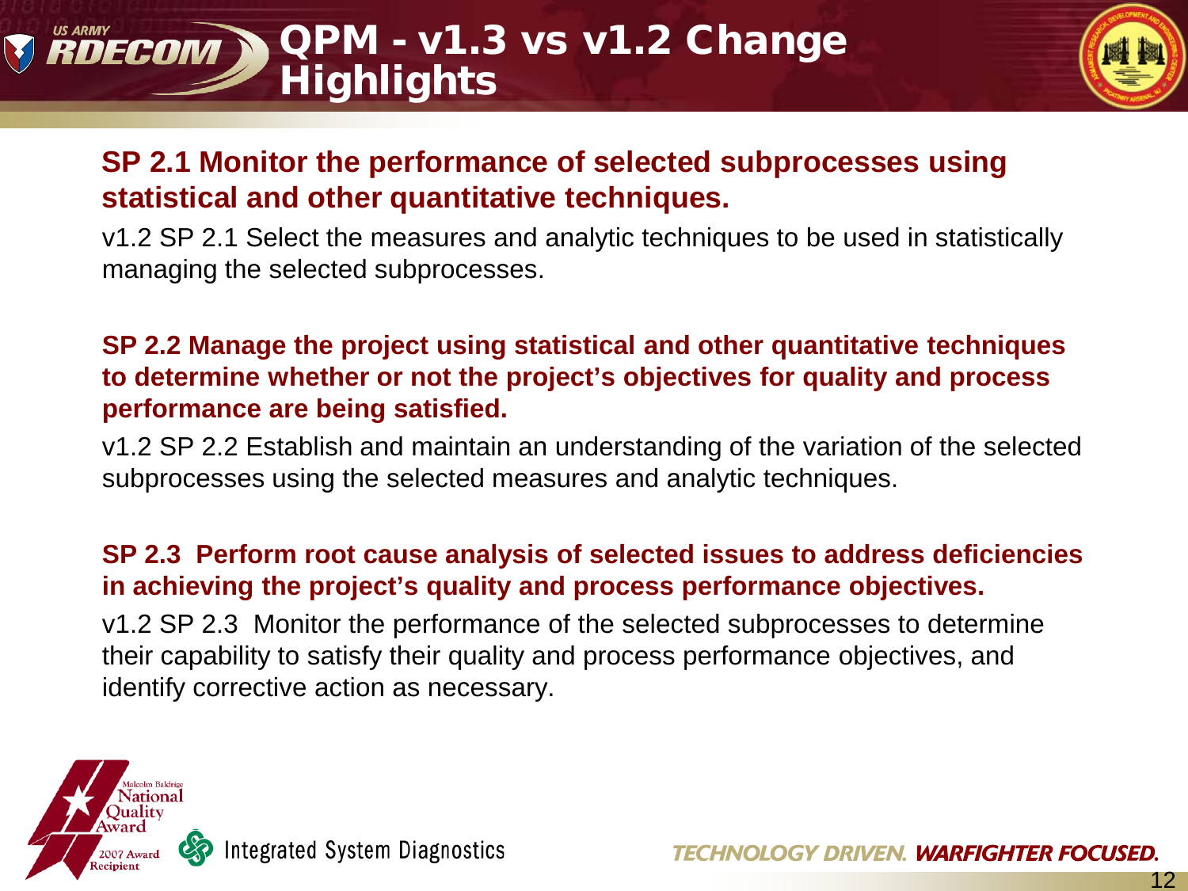# QPM - v1.3 vs v1.2 Change Highlights

**SP 2.1 Monitor the performance of selected subprocesses using statistical and other quantitative techniques.**

v1.2 SP 2.1 Select the measures and analytic techniques to be used in statistically managing the selected subprocesses.

**SP 2.2 Manage the project using statistical and other quantitative techniques to determine whether or not the project's objectives for quality and process performance are being satisfied.**

v1.2 SP 2.2 Establish and maintain an understanding of the variation of the selected subprocesses using the selected measures and analytic techniques.

**SP 2.3 Perform root cause analysis of selected issues to address deficiencies in achieving the project's quality and process performance objectives.**

v1.2 SP 2.3 Monitor the performance of the selected subprocesses to determine their capability to satisfy their quality and process performance objectives, and identify corrective action as necessary.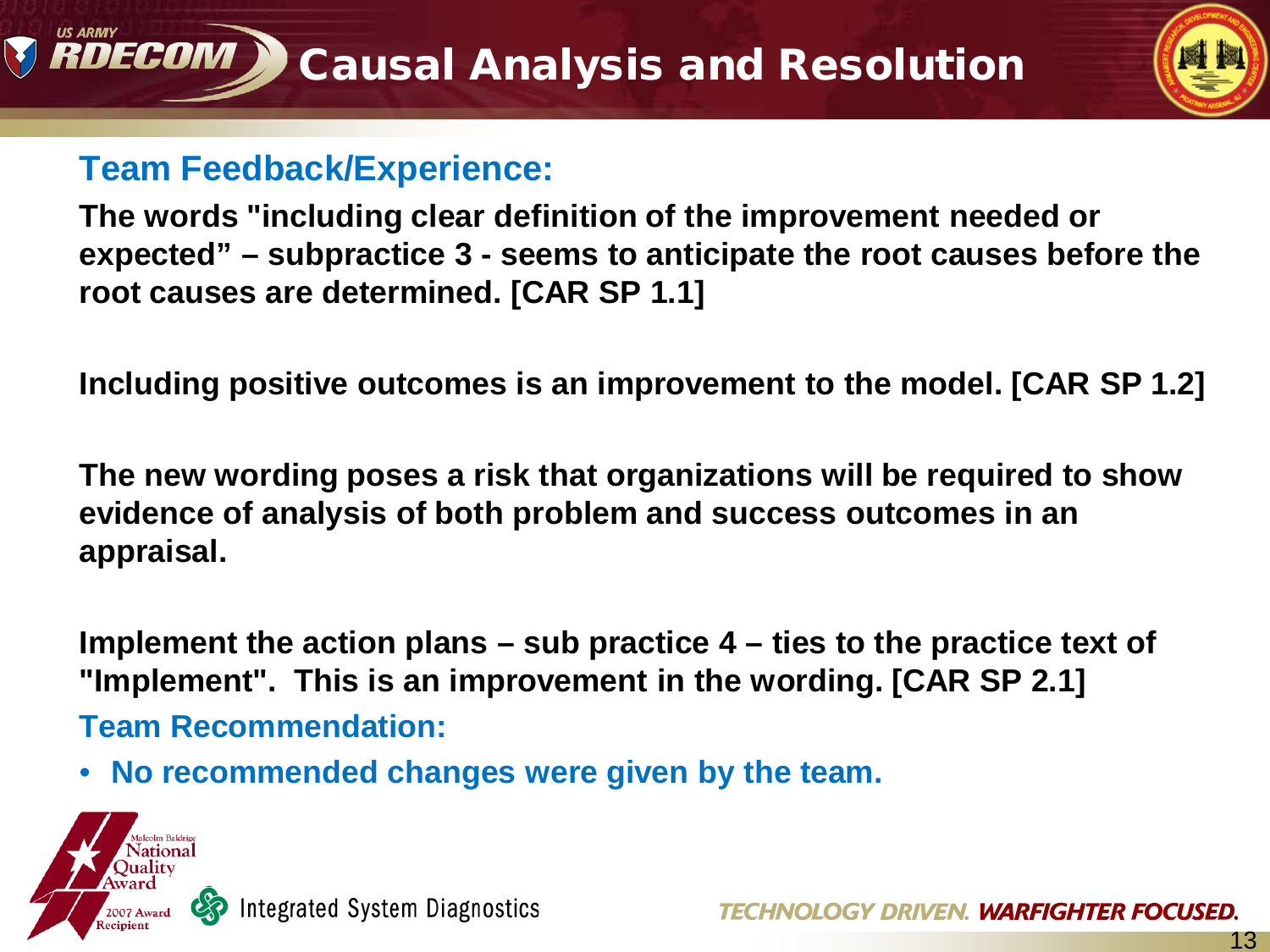# Causal Analysis and Resolution

## Team Feedback/Experience:

**The words "including clear definition of the improvement needed or expected" – subpractice 3 - seems to anticipate the root causes before the root causes are determined. [CAR SP 1.1]**

**Including positive outcomes is an improvement to the model. [CAR SP 1.2]**

**The new wording poses a risk that organizations will be required to show evidence of analysis of both problem and success outcomes in an appraisal.**

**Implement the action plans – sub practice 4 – ties to the practice text of "Implement". This is an improvement in the wording. [CAR SP 2.1]**

## Team Recommendation:

- **No recommended changes were given by the team.**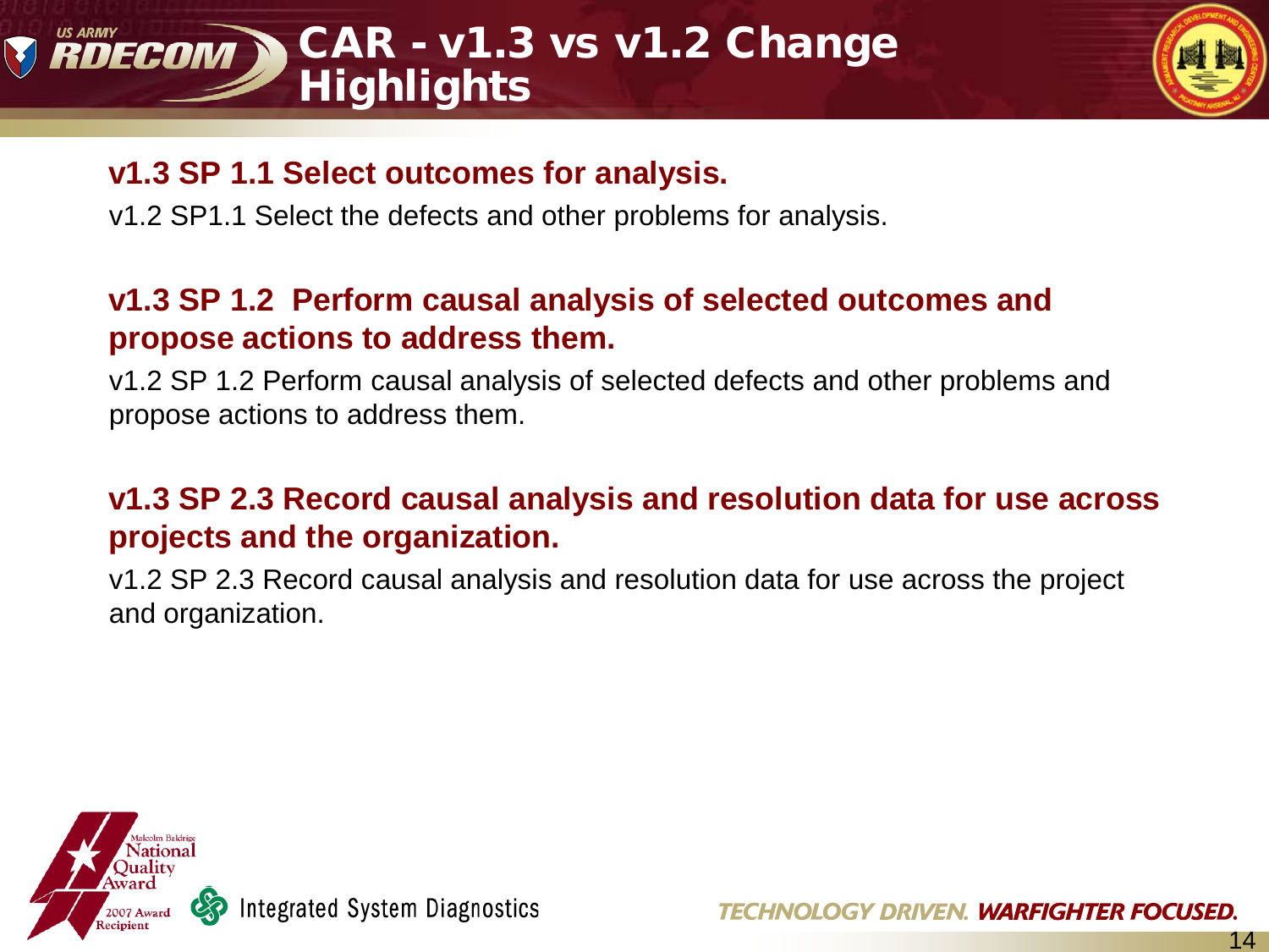# CAR - v1.3 vs v1.2 Change Highlights

**v1.3 SP 1.1 Select outcomes for analysis.**

v1.2 SP1.1 Select the defects and other problems for analysis.

**v1.3 SP 1.2 Perform causal analysis of selected outcomes and propose actions to address them.**

v1.2 SP 1.2 Perform causal analysis of selected defects and other problems and propose actions to address them.

**v1.3 SP 2.3 Record causal analysis and resolution data for use across projects and the organization.**

v1.2 SP 2.3 Record causal analysis and resolution data for use across the project and organization.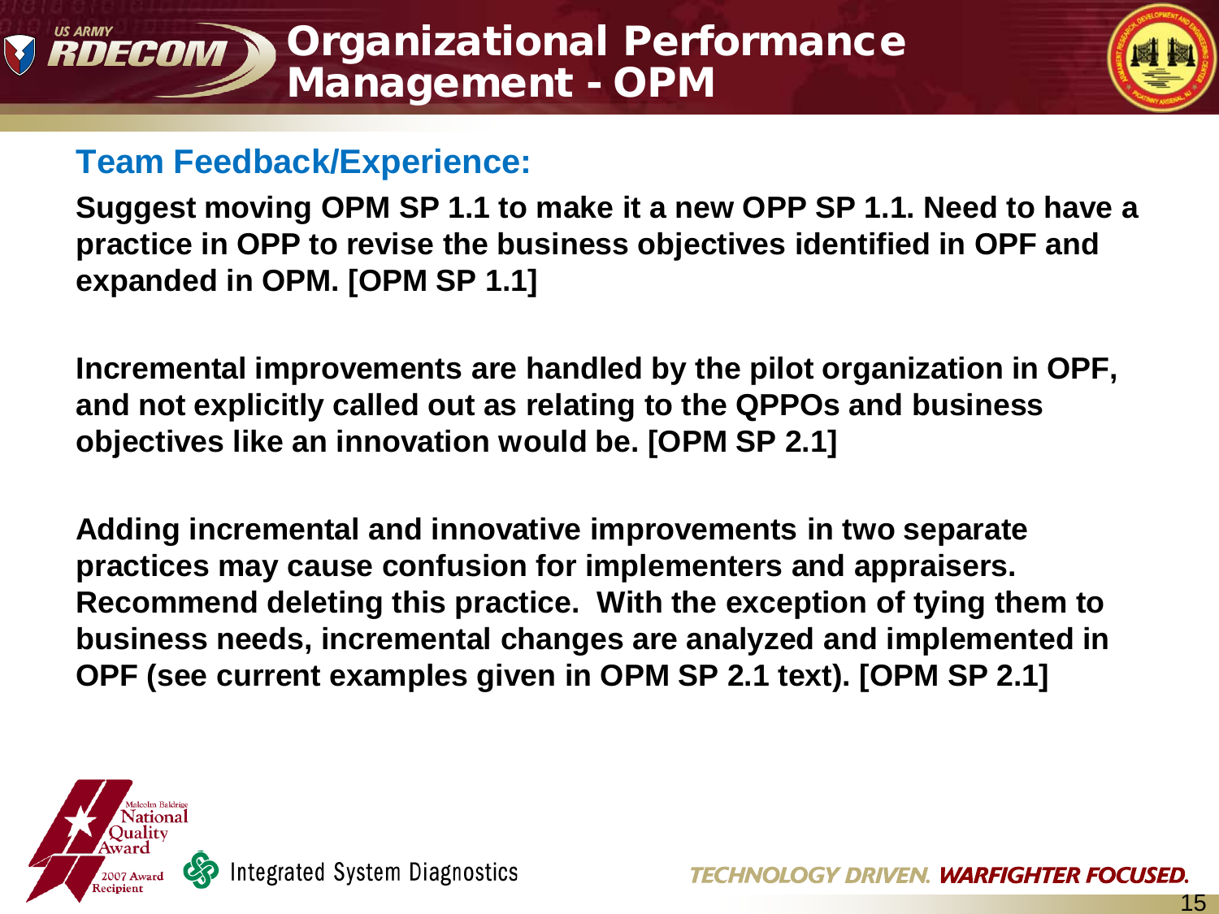# Organizational Performance Management - OPM

## Team Feedback/Experience:

**Suggest moving OPM SP 1.1 to make it a new OPP SP 1.1. Need to have a practice in OPP to revise the business objectives identified in OPF and expanded in OPM. [OPM SP 1.1]**

**Incremental improvements are handled by the pilot organization in OPF, and not explicitly called out as relating to the QPPOs and business objectives like an innovation would be. [OPM SP 2.1]**

**Adding incremental and innovative improvements in two separate practices may cause confusion for implementers and appraisers. Recommend deleting this practice. With the exception of tying them to business needs, incremental changes are analyzed and implemented in OPF (see current examples given in OPM SP 2.1 text). [OPM SP 2.1]**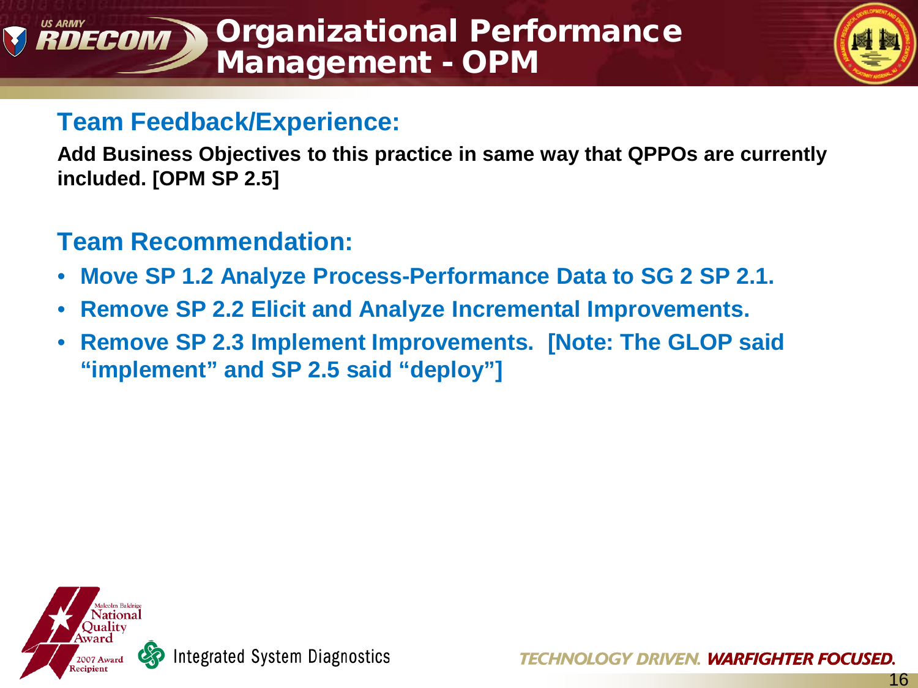# Organizational Performance Management - OPM

## Team Feedback/Experience:

**Add Business Objectives to this practice in same way that QPPOs are currently included. [OPM SP 2.5]**

## Team Recommendation:

- **Move SP 1.2 Analyze Process-Performance Data to SG 2 SP 2.1.**
- **Remove SP 2.2 Elicit and Analyze Incremental Improvements.**
- **Remove SP 2.3 Implement Improvements. [Note: The GLOP said "implement" and SP 2.5 said "deploy"]**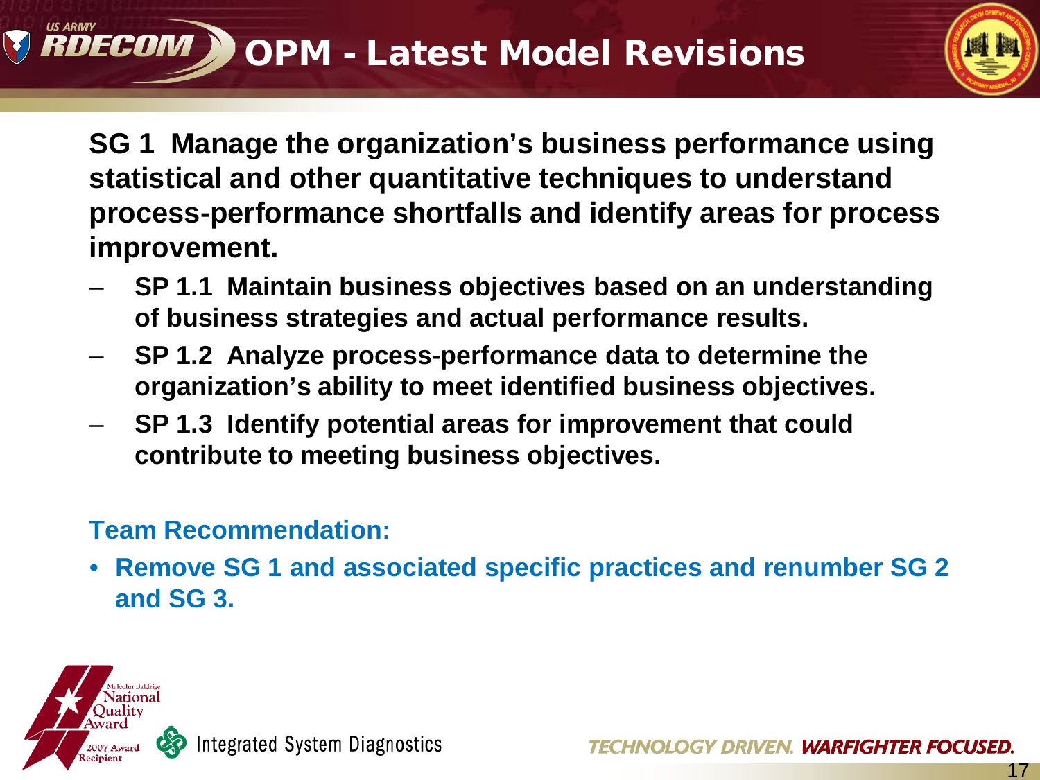# OPM - Latest Model Revisions

**SG 1 Manage the organization's business performance using statistical and other quantitative techniques to understand process-performance shortfalls and identify areas for process improvement.**

- **SP 1.1 Maintain business objectives based on an understanding of business strategies and actual performance results.**
- **SP 1.2 Analyze process-performance data to determine the organization's ability to meet identified business objectives.**
- **SP 1.3 Identify potential areas for improvement that could contribute to meeting business objectives.**

**Team Recommendation:**

- **Remove SG 1 and associated specific practices and renumber SG 2 and SG 3.**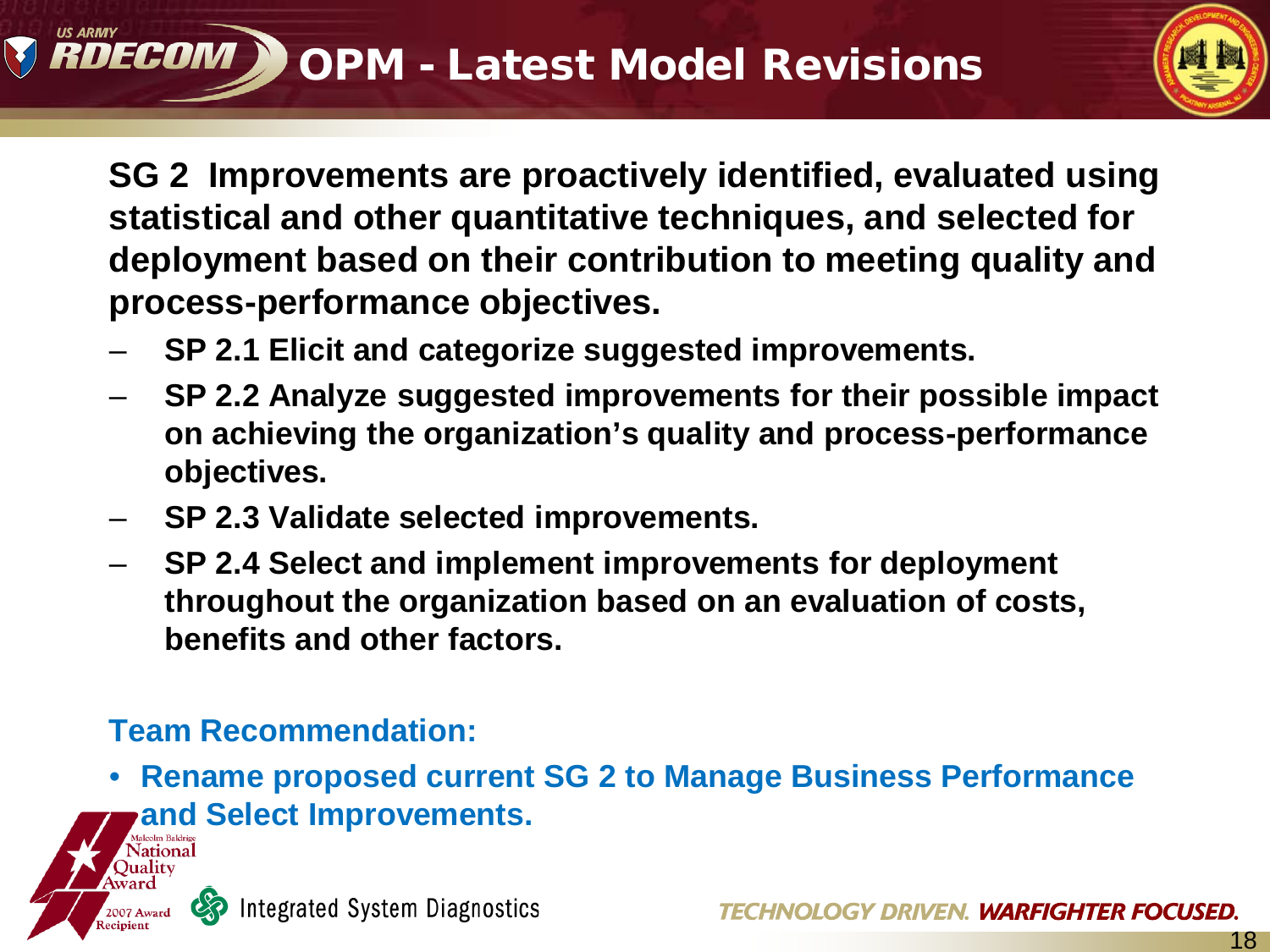# OPM - Latest Model Revisions

**SG 2 Improvements are proactively identified, evaluated using statistical and other quantitative techniques, and selected for deployment based on their contribution to meeting quality and process-performance objectives.**

- **SP 2.1 Elicit and categorize suggested improvements.**
- **SP 2.2 Analyze suggested improvements for their possible impact on achieving the organization's quality and process-performance objectives.**
- **SP 2.3 Validate selected improvements.**
- **SP 2.4 Select and implement improvements for deployment throughout the organization based on an evaluation of costs, benefits and other factors.**

**Team Recommendation:**

- **Rename proposed current SG 2 to Manage Business Performance and Select Improvements.**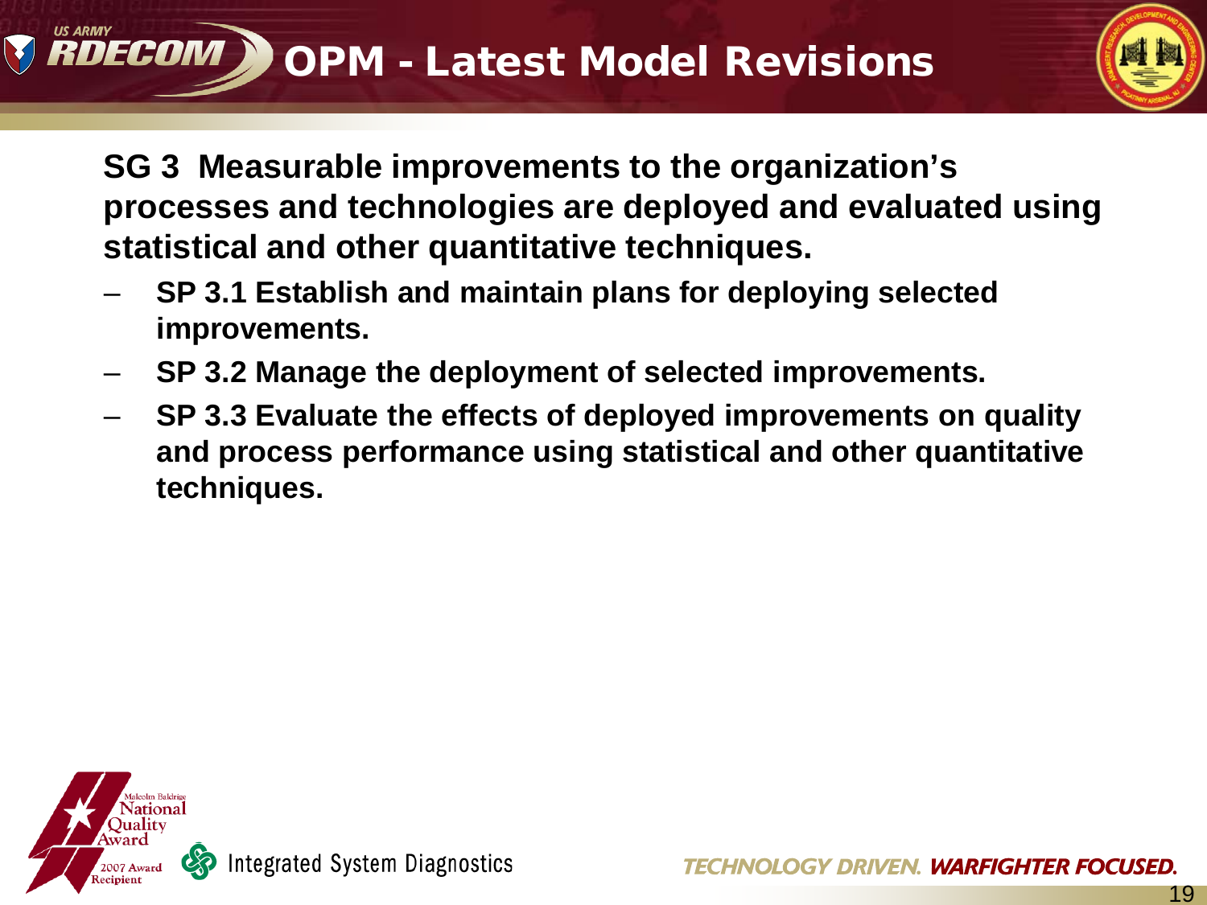# OPM - Latest Model Revisions

**SG 3 Measurable improvements to the organization's processes and technologies are deployed and evaluated using statistical and other quantitative techniques.**

- **SP 3.1 Establish and maintain plans for deploying selected improvements.**
- **SP 3.2 Manage the deployment of selected improvements.**
- **SP 3.3 Evaluate the effects of deployed improvements on quality and process performance using statistical and other quantitative techniques.**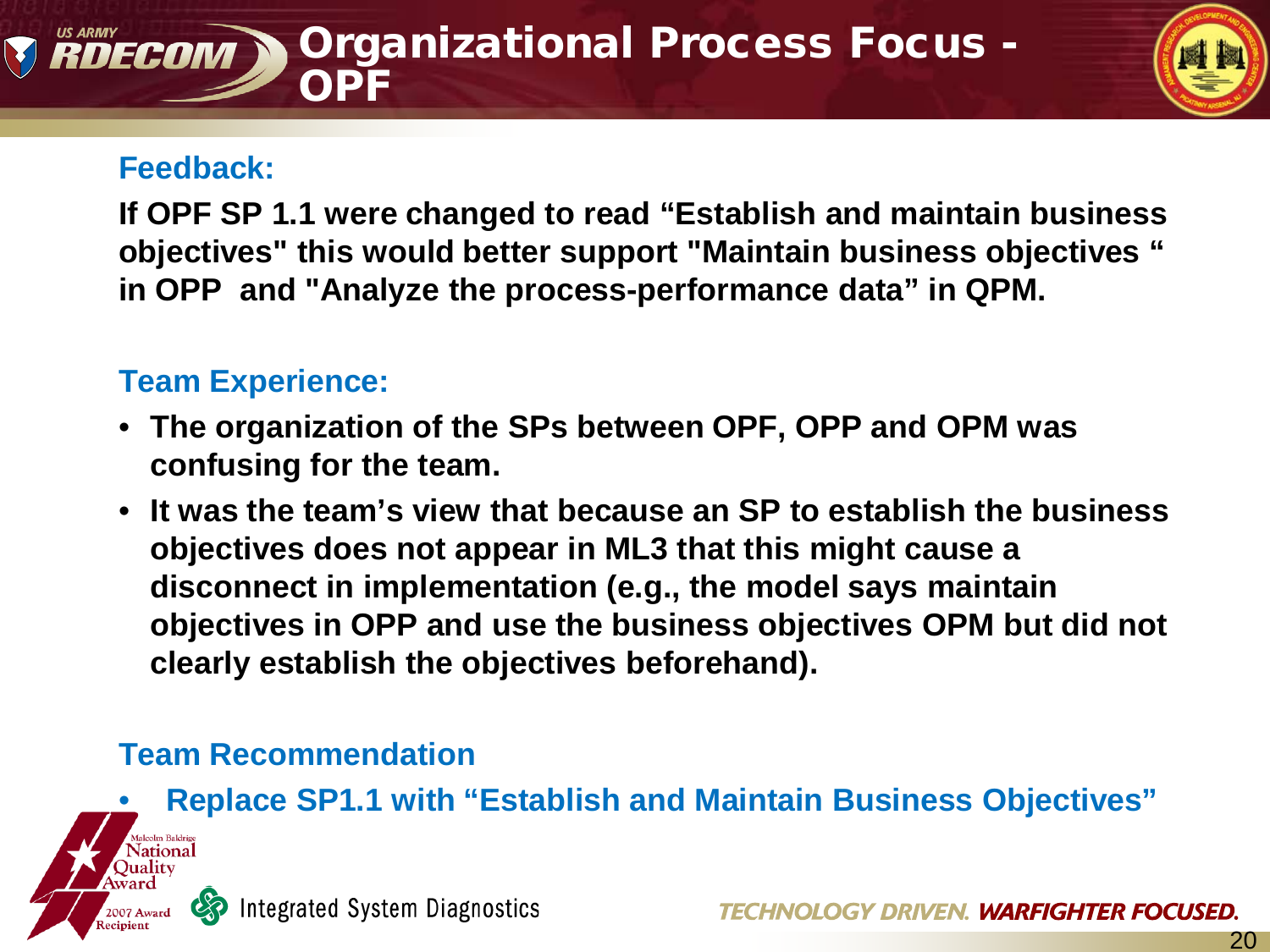# Organizational Process Focus - OPF

## Feedback:

**If OPF SP 1.1 were changed to read "Establish and maintain business objectives" this would better support "Maintain business objectives " in OPP and "Analyze the process-performance data" in QPM.**

## Team Experience:

- **The organization of the SPs between OPF, OPP and OPM was confusing for the team.**
- **It was the team's view that because an SP to establish the business objectives does not appear in ML3 that this might cause a disconnect in implementation (e.g., the model says maintain objectives in OPP and use the business objectives OPM but did not clearly establish the objectives beforehand).**

## Team Recommendation

- **Replace SP1.1 with "Establish and Maintain Business Objectives"**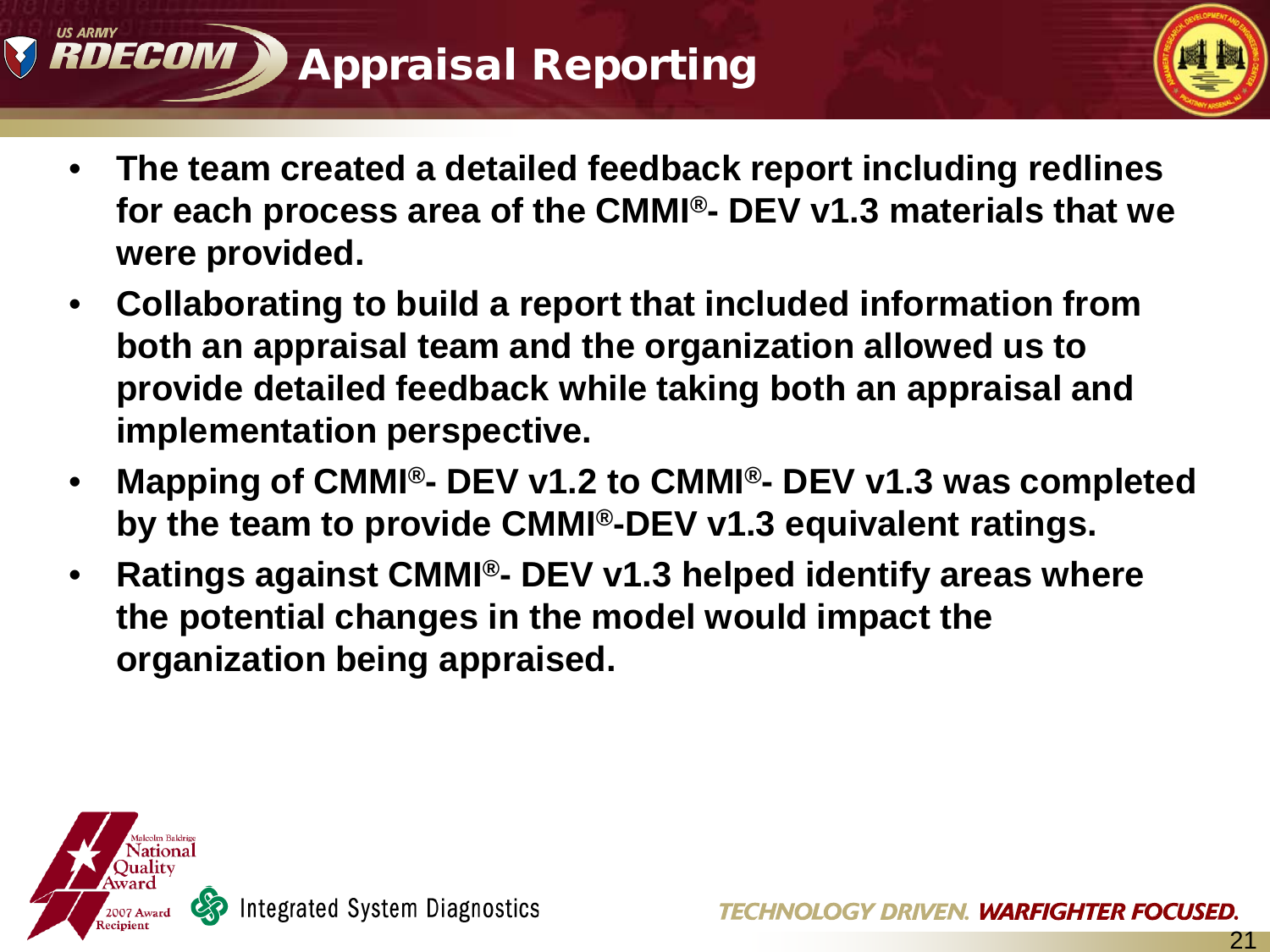# Appraisal Reporting

- **The team created a detailed feedback report including redlines for each process area of the CMMI®- DEV v1.3 materials that we were provided.**
- **Collaborating to build a report that included information from both an appraisal team and the organization allowed us to provide detailed feedback while taking both an appraisal and implementation perspective.**
- **Mapping of CMMI®- DEV v1.2 to CMMI®- DEV v1.3 was completed by the team to provide CMMI®-DEV v1.3 equivalent ratings.**
- **Ratings against CMMI®- DEV v1.3 helped identify areas where the potential changes in the model would impact the organization being appraised.**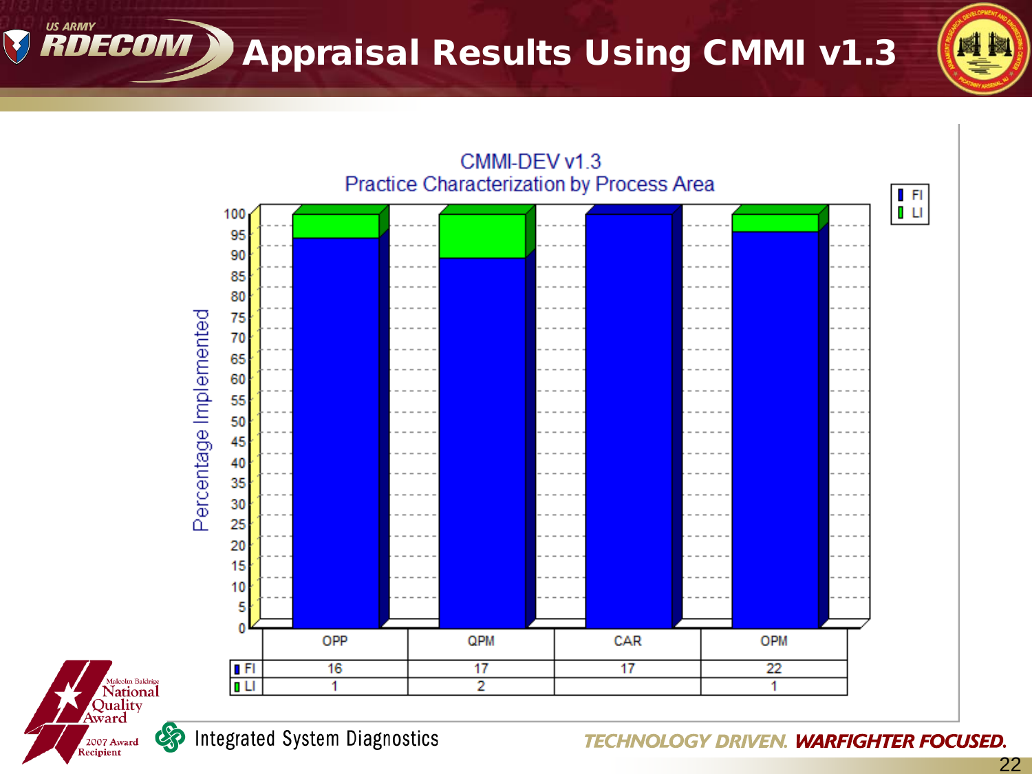# Appraisal Results Using CMMI v1.3

**CMMI-DEV v1.3**
**Practice Characterization by Process Area**

| | OPP | QPM | CAR | OPM |
|---|---|---|---|---|
| FI | 16 | 17 | 17 | 22 |
| LI | 1 | 2 | | 1 |

Integrated System Diagnostics

TECHNOLOGY DRIVEN. WARFIGHTER FOCUSED.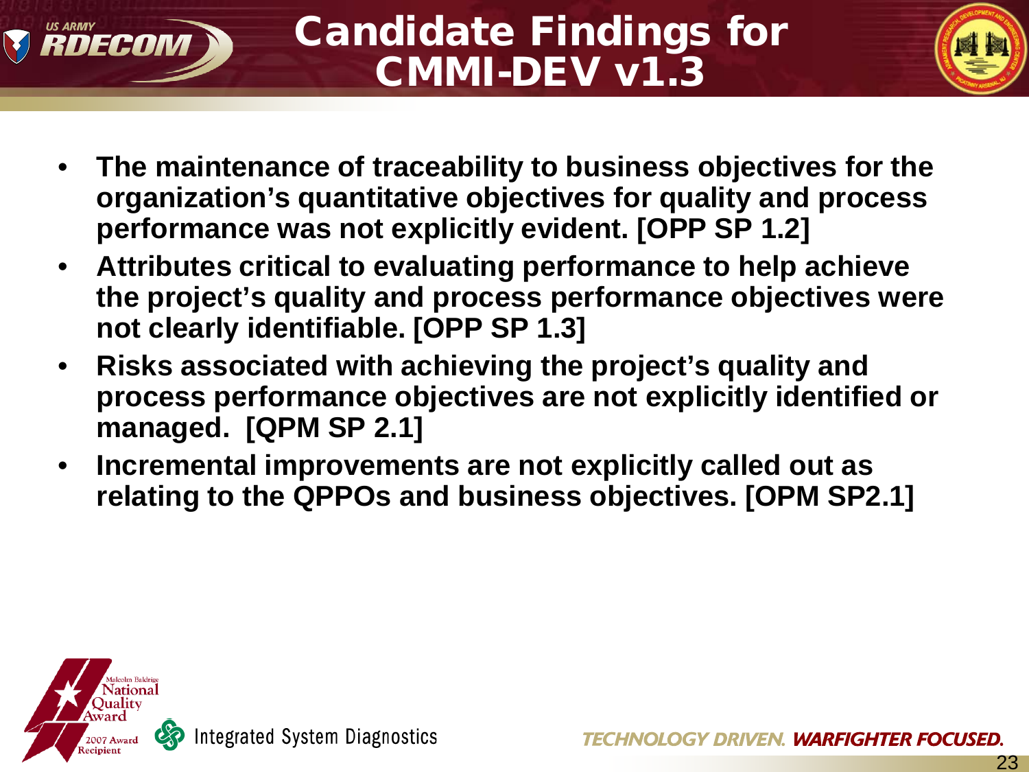# Candidate Findings for CMMI-DEV v1.3

- **The maintenance of traceability to business objectives for the organization's quantitative objectives for quality and process performance was not explicitly evident. [OPP SP 1.2]**
- **Attributes critical to evaluating performance to help achieve the project's quality and process performance objectives were not clearly identifiable. [OPP SP 1.3]**
- **Risks associated with achieving the project's quality and process performance objectives are not explicitly identified or managed. [QPM SP 2.1]**
- **Incremental improvements are not explicitly called out as relating to the QPPOs and business objectives. [OPM SP2.1]**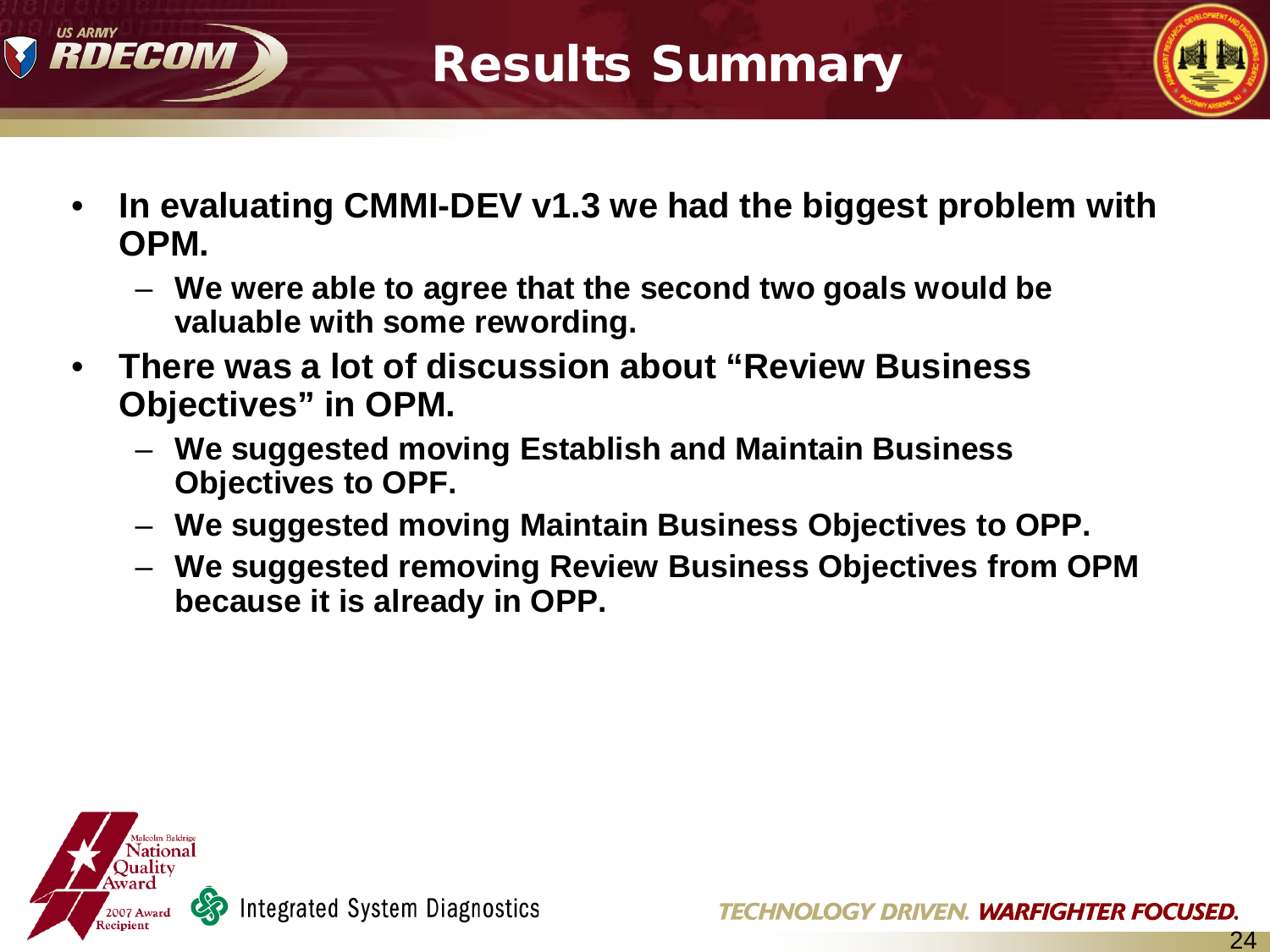# Results Summary

- **In evaluating CMMI-DEV v1.3 we had the biggest problem with OPM.**
  - **We were able to agree that the second two goals would be valuable with some rewording.**
- **There was a lot of discussion about "Review Business Objectives" in OPM.**
  - **We suggested moving Establish and Maintain Business Objectives to OPF.**
  - **We suggested moving Maintain Business Objectives to OPP.**
  - **We suggested removing Review Business Objectives from OPM because it is already in OPP.**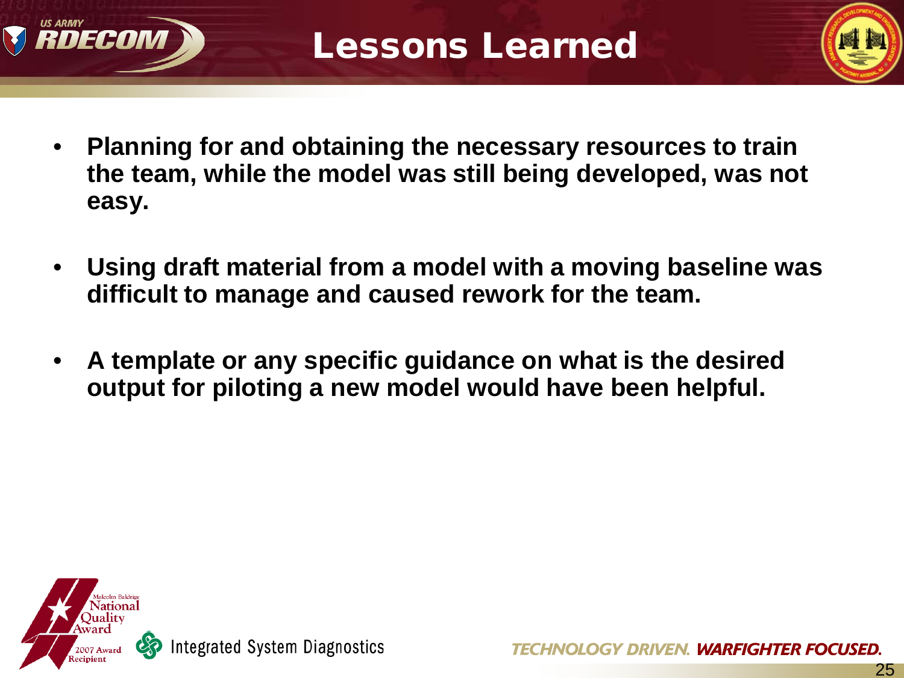# Lessons Learned

- **Planning for and obtaining the necessary resources to train the team, while the model was still being developed, was not easy.**

- **Using draft material from a model with a moving baseline was difficult to manage and caused rework for the team.**

- **A template or any specific guidance on what is the desired output for piloting a new model would have been helpful.**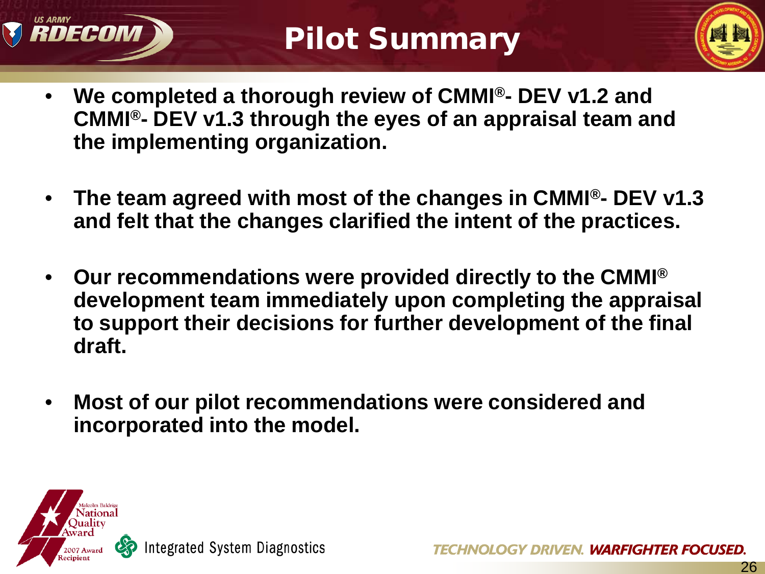# Pilot Summary

- **We completed a thorough review of CMMI®- DEV v1.2 and CMMI®- DEV v1.3 through the eyes of an appraisal team and the implementing organization.**

- **The team agreed with most of the changes in CMMI®- DEV v1.3 and felt that the changes clarified the intent of the practices.**

- **Our recommendations were provided directly to the CMMI® development team immediately upon completing the appraisal to support their decisions for further development of the final draft.**

- **Most of our pilot recommendations were considered and incorporated into the model.**